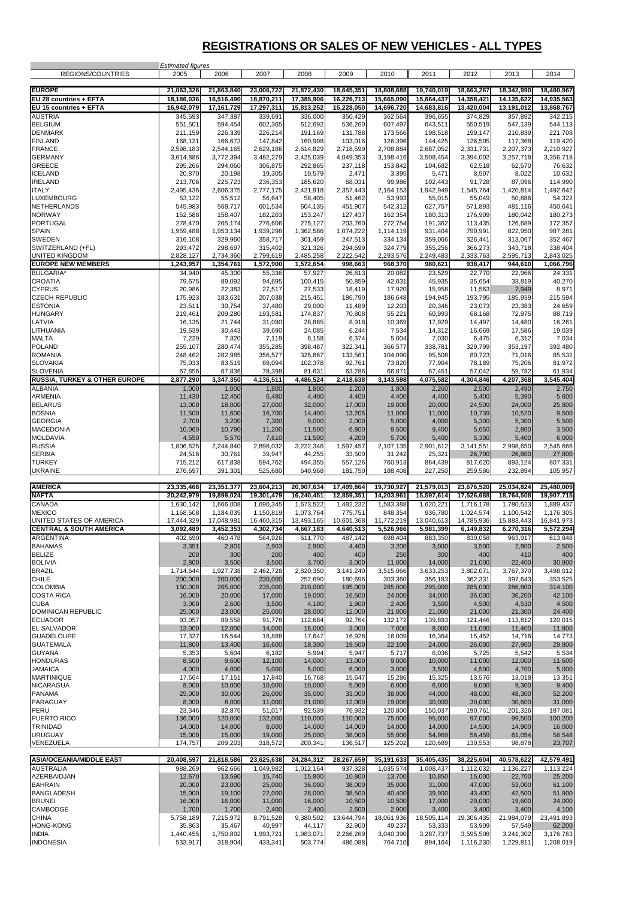# REGISTRATIONS OR SALES OF NEW VEHICLES - ALL TYPES

| REGIONS/COUNTRIES | *Estimated figures* 2005 | 2006 | 2007 | 2008 | 2009 | 2010 | 2011 | 2012 | 2013 | 2014 |
|---|---|---|---|---|---|---|---|---|---|---|
| **EUROPE** | **21,063,326** | **21,863,840** | **23,006,722** | **21,872,430** | **18,645,351** | **18,808,688** | **19,740,019** | **18,663,267** | **18,342,990** | **18,480,967** |
| **EU 28 countries + EFTA** | **18,186,036** | **18,516,490** | **18,870,211** | **17,385,906** | **16,226,713** | **15,665,090** | **15,664,437** | **14,358,421** | **14,135,622** | **14,935,563** |
| **EU 15 countries + EFTA** | **16,942,079** | **17,161,729** | **17,297,311** | **15,813,252** | **15,228,050** | **14,696,720** | **14,683,816** | **13,420,004** | **13,191,012** | **13,868,767** |
| AUSTRIA | 345,593 | 347,387 | 339,691 | 336,000 | 350,429 | 362,564 | 396,655 | 374,829 | 357,892 | 342,215 |
| BELGIUM | 551,501 | 594,454 | 602,365 | 612,692 | 536,260 | 607,497 | 643,511 | 550,519 | 547,139 | 544,113 |
| DENMARK | 211,159 | 226,339 | 226,214 | 191,169 | 131,788 | 173,566 | 198,518 | 199,147 | 210,839 | 221,708 |
| FINLAND | 168,121 | 166,673 | 147,842 | 160,998 | 103,016 | 126,396 | 144,425 | 126,505 | 117,368 | 119,420 |
| FRANCE | 2,598,183 | 2,544,165 | 2,629,186 | 2,614,829 | 2,718,599 | 2,708,884 | 2,687,052 | 2,331,731 | 2,207,373 | 2,210,927 |
| GERMANY | 3,614,886 | 3,772,394 | 3,482,279 | 3,425,039 | 4,049,353 | 3,198,416 | 3,508,454 | 3,394,002 | 3,257,718 | 3,356,718 |
| GREECE | 295,266 | 294,060 | 306,875 | 292,865 | 237,118 | 153,842 | 104,682 | 62,518 | 62,570 | 76,632 |
| ICELAND | 20,870 | 20,198 | 19,305 | 10,579 | 2,471 | 3,395 | 5,471 | 8,507 | 8,022 | 10,632 |
| IRELAND | 213,706 | 225,723 | 236,353 | 185,620 | 68,031 | 99,986 | 102,443 | 91,728 | 87,096 | 114,990 |
| ITALY | 2,495,436 | 2,606,375 | 2,777,175 | 2,421,918 | 2,357,443 | 2,164,153 | 1,942,949 | 1,545,764 | 1,420,814 | 1,492,642 |
| LUXEMBOURG | 53,122 | 55,512 | 56,647 | 58,405 | 51,462 | 53,993 | 55,015 | 55,049 | 50,886 | 54,322 |
| NETHERLANDS | 545,983 | 568,717 | 601,534 | 604,135 | 451,907 | 542,312 | 627,757 | 571,893 | 481,116 | 450,641 |
| NORWAY | 152,588 | 158,407 | 182,203 | 153,247 | 127,437 | 162,354 | 180,313 | 176,909 | 180,042 | 180,273 |
| PORTUGAL | 278,470 | 265,174 | 276,606 | 275,127 | 203,760 | 272,754 | 191,362 | 113,435 | 126,689 | 172,357 |
| SPAIN | 1,959,488 | 1,953,134 | 1,939,298 | 1,362,586 | 1,074,222 | 1,114,119 | 931,404 | 790,991 | 822,950 | 987,281 |
| SWEDEN | 316,108 | 329,960 | 358,717 | 301,459 | 247,513 | 334,134 | 359,066 | 326,441 | 313,067 | 352,467 |
| SWITZERLAND (+FL) | 293,472 | 298,697 | 315,402 | 321,326 | 294,699 | 324,779 | 355,256 | 366,273 | 343,718 | 338,404 |
| UNITED KINGDOM | 2,828,127 | 2,734,360 | 2,799,619 | 2,485,258 | 2,222,542 | 2,293,576 | 2,249,483 | 2,333,763 | 2,595,713 | 2,843,025 |
| **EUROPE NEW MEMBERS** | **1,243,957** | **1,354,761** | **1,572,900** | **1,572,654** | **998,663** | **968,370** | **980,621** | **938,417** | **944,610** | **1,066,796** |
| BULGARIA* | 34,940 | 45,300 | 55,336 | 57,927 | 26,813 | 20,082 | 23,529 | 22,770 | 22,966 | 24,331 |
| CROATIA | 79,675 | 89,092 | 94,695 | 100,415 | 50,859 | 42,031 | 45,935 | 35,654 | 33,819 | 40,270 |
| CYPRUS | 20,986 | 22,383 | 27,517 | 27,533 | 18,419 | 17,920 | 15,958 | 11,563 | 7,949 | 8,971 |
| CZECH REPUBLIC | 175,923 | 183,631 | 207,038 | 215,451 | 186,790 | 186,648 | 194,945 | 193,795 | 185,939 | 215,594 |
| ESTONIA | 23,511 | 30,754 | 37,480 | 29,000 | 11,489 | 12,203 | 20,346 | 23,073 | 23,383 | 24,659 |
| HUNGARY | 219,461 | 209,280 | 193,581 | 174,837 | 70,808 | 55,221 | 60,993 | 68,168 | 72,975 | 88,719 |
| LATVIA | 16,135 | 21,744 | 31,090 | 28,885 | 8,918 | 10,369 | 17,929 | 14,497 | 14,480 | 16,261 |
| LITHUANIA | 19,639 | 30,443 | 39,690 | 24,085 | 6,244 | 7,534 | 14,312 | 16,669 | 17,586 | 19,039 |
| MALTA | 7,229 | 7,320 | 7,119 | 6,158 | 6,374 | 5,004 | 7,030 | 6,475 | 6,312 | 7,034 |
| POLAND | 255,107 | 280,474 | 355,285 | 398,487 | 322,341 | 366,577 | 338,781 | 329,799 | 353,197 | 392,480 |
| ROMANIA | 248,462 | 282,985 | 356,577 | 325,867 | 133,561 | 104,090 | 95,508 | 80,723 | 71,016 | 85,532 |
| SLOVAKIA | 75,033 | 83,519 | 89,094 | 102,378 | 92,761 | 73,820 | 77,904 | 78,189 | 75,206 | 81,972 |
| SLOVENIA | 67,856 | 67,836 | 78,398 | 81,631 | 63,286 | 66,871 | 67,451 | 57,042 | 59,782 | 61,934 |
| **RUSSIA, TURKEY & OTHER EUROPE** | **2,877,290** | **3,347,350** | **4,136,511** | **4,486,524** | **2,418,638** | **3,143,598** | **4,075,582** | **4,304,846** | **4,207,368** | **3,545,404** |
| ALBANIA | 1,000 | 1,000 | 1,800 | 1,800 | 1,200 | 1,800 | 2,260 | 2,500 | 2,490 | 2,750 |
| ARMENIA | 11,430 | 12,450 | 6,480 | 4,400 | 4,400 | 4,400 | 4,400 | 5,400 | 5,390 | 5,600 |
| BELARUS | 13,000 | 18,000 | 27,000 | 32,000 | 17,000 | 19,000 | 20,000 | 24,500 | 24,000 | 25,800 |
| BOSNIA | 11,500 | 11,600 | 16,700 | 14,400 | 13,205 | 11,000 | 11,000 | 10,739 | 10,520 | 9,500 |
| GEORGIA | 2,700 | 3,200 | 7,300 | 9,000 | 2,000 | 5,000 | 4,000 | 5,300 | 5,300 | 5,500 |
| MACEDONIA | 10,060 | 10,790 | 11,200 | 11,500 | 6,800 | 9,500 | 9,400 | 5,650 | 2,800 | 3,500 |
| MOLDAVIA | 4,550 | 5,570 | 7,610 | 11,500 | 4,200 | 5,700 | 5,400 | 5,300 | 5,400 | 6,000 |
| RUSSIA | 1,806,625 | 2,244,840 | 2,898,032 | 3,222,346 | 1,597,457 | 2,107,135 | 2,901,612 | 3,141,551 | 2,998,650 | 2,545,666 |
| SERBIA | 24,516 | 30,761 | 39,947 | 44,255 | 33,500 | 31,242 | 25,321 | 26,700 | 26,800 | 27,800 |
| TURKEY | 715,212 | 617,838 | 594,762 | 494,355 | 557,126 | 760,913 | 864,439 | 817,620 | 893,124 | 807,331 |
| UKRAINE | 276,697 | 391,301 | 525,680 | 640,968 | 181,750 | 188,408 | 227,250 | 259,586 | 232,894 | 105,957 |
| **AMERICA** | **23,335,468** | **23,351,377** | **23,604,213** | **20,907,634** | **17,499,864** | **19,730,927** | **21,579,013** | **23,676,520** | **25,034,824** | **25,480,009** |
| **NAFTA** | **20,242,979** | **19,899,024** | **19,301,479** | **16,240,451** | **12,859,351** | **14,203,961** | **15,597,614** | **17,526,688** | **18,764,508** | **19,907,715** |
| CANADA | 1,630,142 | 1,666,008 | 1,690,345 | 1,673,522 | 1,482,232 | 1,583,388 | 1,620,221 | 1,716,178 | 1,780,523 | 1,889,437 |
| MEXICO | 1,168,508 | 1,184,035 | 1,150,819 | 1,073,764 | 775,751 | 848,354 | 936,780 | 1,024,574 | 1,100,542 | 1,176,305 |
| UNITED STATES OF AMERICA | 17,444,329 | 17,048,981 | 16,460,315 | 13,493,165 | 10,601,368 | 11,772,219 | 13,040,613 | 14,785,936 | 15,883,443 | 16,841,973 |
| **CENTRAL & SOUTH AMERICA** | **3,092,489** | **3,452,353** | **4,302,734** | **4,667,183** | **4,640,513** | **5,526,966** | **5,981,399** | **6,149,832** | **6,270,316** | **5,572,294** |
| ARGENTINA | 402,690 | 460,478 | 564,926 | 611,770 | 487,142 | 698,404 | 883,350 | 830,058 | 963,917 | 613,848 |
| BAHAMAS | 3,351 | 2,801 | 2,903 | 2,900 | 4,400 | 3,200 | 3,000 | 3,500 | 2,800 | 2,500 |
| BELIZE | 200 | 300 | 200 | 400 | 400 | 250 | 300 | 400 | 410 | 400 |
| BOLIVIA | 2,800 | 3,500 | 3,500 | 3,700 | 3,000 | 11,000 | 14,000 | 21,000 | 22,400 | 30,900 |
| BRAZIL | 1,714,644 | 1,927,738 | 2,462,728 | 2,820,350 | 3,141,240 | 3,515,066 | 3,633,253 | 3,802,071 | 3,767,370 | 3,498,012 |
| CHILE | 200,000 | 200,000 | 230,000 | 252,690 | 180,696 | 303,360 | 356,183 | 362,331 | 397,643 | 353,525 |
| COLOMBIA | 150,000 | 205,000 | 235,000 | 210,000 | 195,000 | 285,000 | 295,000 | 285,000 | 286,800 | 314,100 |
| COSTA RICA | 16,000 | 20,000 | 17,000 | 19,000 | 16,500 | 24,000 | 34,000 | 36,000 | 36,200 | 42,100 |
| CUBA | 3,000 | 2,600 | 3,500 | 4,100 | 1,900 | 2,400 | 3,500 | 4,500 | 4,530 | 4,500 |
| DOMINICAN REPUBLIC | 25,000 | 23,000 | 25,000 | 28,000 | 12,000 | 21,000 | 21,000 | 21,000 | 21,300 | 24,400 |
| ECUADOR | 93,057 | 89,558 | 91,778 | 112,684 | 92,764 | 132,172 | 139,893 | 121,446 | 113,812 | 120,015 |
| EL SALVADOR | 13,000 | 12,000 | 14,000 | 16,000 | 3,000 | 7,000 | 8,000 | 11,000 | 11,400 | 11,800 |
| GUADELOUPE | 17,327 | 16,544 | 18,888 | 17,647 | 16,928 | 16,009 | 16,364 | 15,452 | 14,716 | 14,773 |
| GUATEMALA | 11,800 | 13,400 | 16,600 | 18,300 | 19,500 | 22,100 | 24,000 | 26,000 | 27,900 | 29,800 |
| GUYANA | 5,353 | 5,604 | 6,182 | 5,994 | 5,947 | 5,717 | 6,036 | 5,725 | 5,542 | 5,534 |
| HONDURAS | 8,500 | 9,600 | 12,100 | 14,000 | 13,000 | 9,000 | 10,000 | 11,000 | 12,000 | 11,600 |
| JAMAICA | 4,000 | 4,000 | 5,000 | 5,000 | 6,000 | 3,000 | 3,500 | 4,500 | 4,700 | 5,000 |
| MARTINIQUE | 17,664 | 17,151 | 17,840 | 16,768 | 15,647 | 15,286 | 15,325 | 13,576 | 13,018 | 13,351 |
| NICARAGUA | 8,000 | 10,000 | 10,000 | 10,000 | 5,000 | 6,000 | 6,000 | 8,000 | 9,300 | 9,400 |
| PANAMA | 25,000 | 30,000 | 26,000 | 35,000 | 33,000 | 38,000 | 44,000 | 48,000 | 48,300 | 52,200 |
| PARAGUAY | 8,000 | 8,000 | 11,000 | 21,000 | 12,000 | 19,000 | 30,000 | 30,000 | 30,600 | 31,000 |
| PERU | 23,346 | 32,876 | 51,017 | 92,539 | 76,932 | 120,800 | 150,037 | 190,761 | 201,326 | 187,081 |
| PUERTO RICO | 136,000 | 120,000 | 132,000 | 110,000 | 110,000 | 75,000 | 95,000 | 97,000 | 99,500 | 100,200 |
| TRINIDAD | 14,000 | 14,000 | 8,000 | 14,000 | 14,000 | 14,000 | 14,000 | 14,500 | 14,900 | 16,000 |
| URUGUAY | 15,000 | 15,000 | 19,000 | 25,000 | 38,000 | 55,000 | 54,969 | 56,459 | 61,054 | 56,548 |
| VENEZUELA | 174,757 | 209,203 | 318,572 | 200,341 | 136,517 | 125,202 | 120,689 | 130,553 | 98,878 | 23,707 |
| **ASIA/OCEANIA/MIDDLE EAST** | **20,408,597** | **21,818,586** | **23,625,638** | **24,284,312** | **28,267,659** | **35,191,633** | **35,405,435** | **38,225,604** | **40,578,622** | **42,579,491** |
| AUSTRALIA | 988,269 | 962,666 | 1,049,982 | 1,012,164 | 937,328 | 1,035,574 | 1,008,437 | 1,112,032 | 1,136,227 | 1,113,224 |
| AZERBAIDJAN | 12,670 | 13,590 | 15,740 | 15,800 | 10,800 | 13,700 | 10,850 | 15,000 | 22,700 | 25,200 |
| BAHRAIN | 20,000 | 23,000 | 25,000 | 36,000 | 38,000 | 35,000 | 31,000 | 47,000 | 53,000 | 61,100 |
| BANGLADESH | 15,000 | 19,100 | 22,000 | 28,000 | 38,500 | 40,400 | 39,900 | 43,400 | 42,500 | 51,900 |
| BRUNEI | 16,000 | 16,000 | 11,000 | 16,000 | 10,500 | 10,500 | 17,000 | 20,000 | 19,600 | 24,000 |
| CAMBODGE | 1,700 | 1,700 | 2,400 | 2,400 | 2,600 | 2,900 | 3,400 | 3,400 | 3,400 | 4,100 |
| CHINA | 5,758,189 | 7,215,972 | 8,791,528 | 9,380,502 | 13,644,794 | 18,061,936 | 18,505,114 | 19,306,435 | 21,984,079 | 23,491,893 |
| HONG-KONG | 35,863 | 35,467 | 40,997 | 44,117 | 32,900 | 49,237 | 53,333 | 53,909 | 57,549 | 62,200 |
| INDIA | 1,440,455 | 1,750,892 | 1,993,721 | 1,983,071 | 2,266,269 | 3,040,390 | 3,287,737 | 3,595,508 | 3,241,302 | 3,176,763 |
| INDONESIA | 533,917 | 318,904 | 433,341 | 603,774 | 486,088 | 764,710 | 894,164 | 1,116,230 | 1,229,811 | 1,208,019 |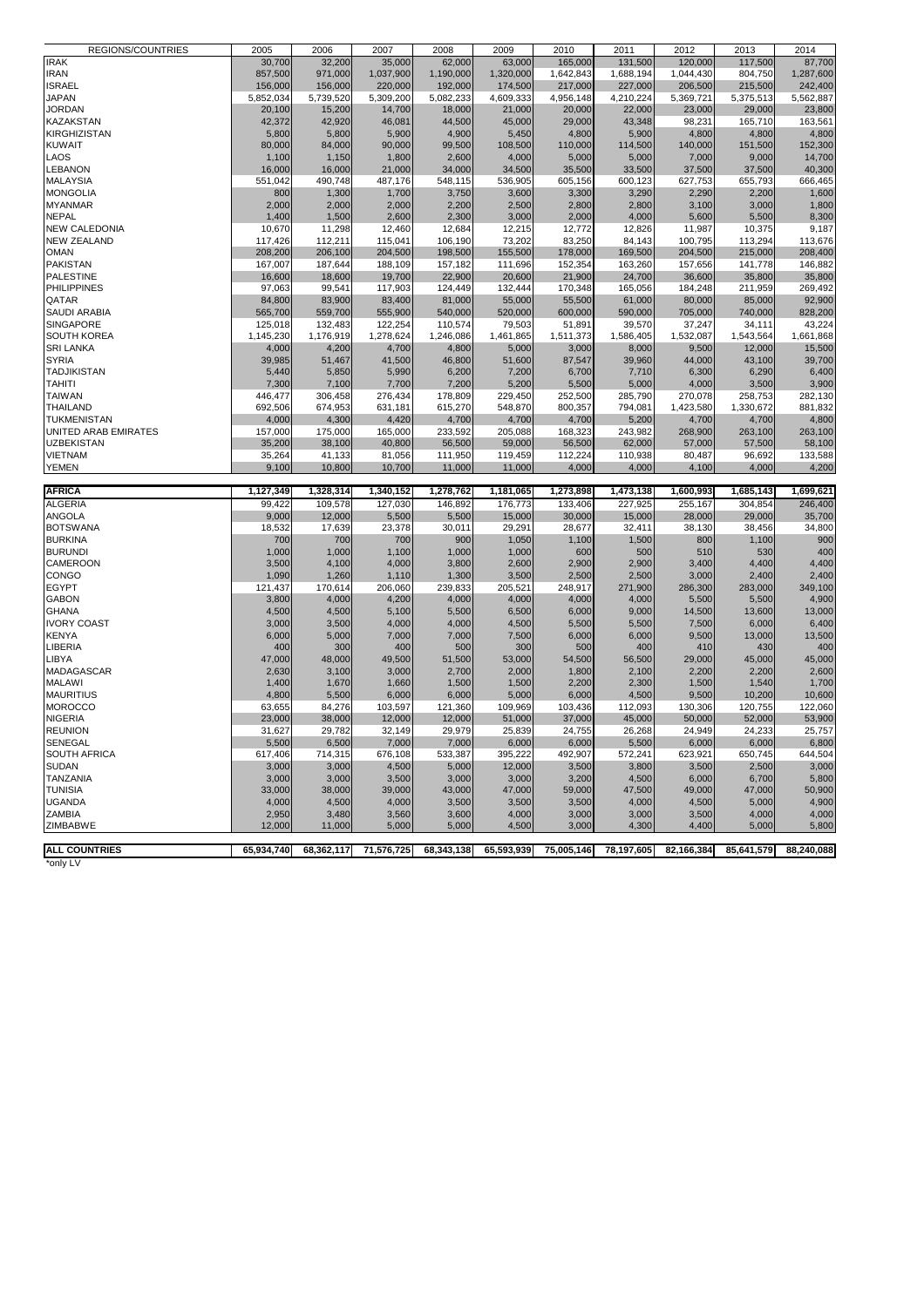| REGIONS/COUNTRIES | 2005 | 2006 | 2007 | 2008 | 2009 | 2010 | 2011 | 2012 | 2013 | 2014 |
|---|---|---|---|---|---|---|---|---|---|---|
| IRAK | 30,700 | 32,200 | 35,000 | 62,000 | 63,000 | 165,000 | 131,500 | 120,000 | 117,500 | 87,700 |
| IRAN | 857,500 | 971,000 | 1,037,900 | 1,190,000 | 1,320,000 | 1,642,843 | 1,688,194 | 1,044,430 | 804,750 | 1,287,600 |
| ISRAEL | 156,000 | 156,000 | 220,000 | 192,000 | 174,500 | 217,000 | 227,000 | 206,500 | 215,500 | 242,400 |
| JAPAN | 5,852,034 | 5,739,520 | 5,309,200 | 5,082,233 | 4,609,333 | 4,956,148 | 4,210,224 | 5,369,721 | 5,375,513 | 5,562,887 |
| JORDAN | 20,100 | 15,200 | 14,700 | 18,000 | 21,000 | 20,000 | 22,000 | 23,000 | 29,000 | 23,800 |
| KAZAKSTAN | 42,372 | 42,920 | 46,081 | 44,500 | 45,000 | 29,000 | 43,348 | 98,231 | 165,710 | 163,561 |
| KIRGHIZISTAN | 5,800 | 5,800 | 5,900 | 4,900 | 5,450 | 4,800 | 5,900 | 4,800 | 4,800 | 4,800 |
| KUWAIT | 80,000 | 84,000 | 90,000 | 99,500 | 108,500 | 110,000 | 114,500 | 140,000 | 151,500 | 152,300 |
| LAOS | 1,100 | 1,150 | 1,800 | 2,600 | 4,000 | 5,000 | 5,000 | 7,000 | 9,000 | 14,700 |
| LEBANON | 16,000 | 16,000 | 21,000 | 34,000 | 34,500 | 35,500 | 33,500 | 37,500 | 37,500 | 40,300 |
| MALAYSIA | 551,042 | 490,748 | 487,176 | 548,115 | 536,905 | 605,156 | 600,123 | 627,753 | 655,793 | 666,465 |
| MONGOLIA | 800 | 1,300 | 1,700 | 3,750 | 3,600 | 3,300 | 3,290 | 2,290 | 2,200 | 1,600 |
| MYANMAR | 2,000 | 2,000 | 2,000 | 2,200 | 2,500 | 2,800 | 2,800 | 3,100 | 3,000 | 1,800 |
| NEPAL | 1,400 | 1,500 | 2,600 | 2,300 | 3,000 | 2,000 | 4,000 | 5,600 | 5,500 | 8,300 |
| NEW CALEDONIA | 10,670 | 11,298 | 12,460 | 12,684 | 12,215 | 12,772 | 12,826 | 11,987 | 10,375 | 9,187 |
| NEW ZEALAND | 117,426 | 112,211 | 115,041 | 106,190 | 73,202 | 83,250 | 84,143 | 100,795 | 113,294 | 113,676 |
| OMAN | 208,200 | 206,100 | 204,500 | 198,500 | 155,500 | 178,000 | 169,500 | 204,500 | 215,000 | 208,400 |
| PAKISTAN | 167,007 | 187,644 | 188,109 | 157,182 | 111,696 | 152,354 | 163,260 | 157,656 | 141,778 | 146,882 |
| PALESTINE | 16,600 | 18,600 | 19,700 | 22,900 | 20,600 | 21,900 | 24,700 | 36,600 | 35,800 | 35,800 |
| PHILIPPINES | 97,063 | 99,541 | 117,903 | 124,449 | 132,444 | 170,348 | 165,056 | 184,248 | 211,959 | 269,492 |
| QATAR | 84,800 | 83,900 | 83,400 | 81,000 | 55,000 | 55,500 | 61,000 | 80,000 | 85,000 | 92,900 |
| SAUDI ARABIA | 565,700 | 559,700 | 555,900 | 540,000 | 520,000 | 600,000 | 590,000 | 705,000 | 740,000 | 828,200 |
| SINGAPORE | 125,018 | 132,483 | 122,254 | 110,574 | 79,503 | 51,891 | 39,570 | 37,247 | 34,111 | 43,224 |
| SOUTH KOREA | 1,145,230 | 1,176,919 | 1,278,624 | 1,246,086 | 1,461,865 | 1,511,373 | 1,586,405 | 1,532,087 | 1,543,564 | 1,661,868 |
| SRI LANKA | 4,000 | 4,200 | 4,700 | 4,800 | 5,000 | 3,000 | 8,000 | 9,500 | 12,000 | 15,500 |
| SYRIA | 39,985 | 51,467 | 41,500 | 46,800 | 51,600 | 87,547 | 39,960 | 44,000 | 43,100 | 39,700 |
| TADJIKISTAN | 5,440 | 5,850 | 5,990 | 6,200 | 7,200 | 6,700 | 7,710 | 6,300 | 6,290 | 6,400 |
| TAHITI | 7,300 | 7,100 | 7,700 | 7,200 | 5,200 | 5,500 | 5,000 | 4,000 | 3,500 | 3,900 |
| TAIWAN | 446,477 | 306,458 | 276,434 | 178,809 | 229,450 | 252,500 | 285,790 | 270,078 | 258,753 | 282,130 |
| THAILAND | 692,506 | 674,953 | 631,181 | 615,270 | 548,870 | 800,357 | 794,081 | 1,423,580 | 1,330,672 | 881,832 |
| TUKMENISTAN | 4,000 | 4,300 | 4,420 | 4,700 | 4,700 | 4,700 | 5,200 | 4,700 | 4,700 | 4,800 |
| UNITED ARAB EMIRATES | 157,000 | 175,000 | 165,000 | 233,592 | 205,088 | 168,323 | 243,982 | 268,900 | 263,100 | 263,100 |
| UZBEKISTAN | 35,200 | 38,100 | 40,800 | 56,500 | 59,000 | 56,500 | 62,000 | 57,000 | 57,500 | 58,100 |
| VIETNAM | 35,264 | 41,133 | 81,056 | 111,950 | 119,459 | 112,224 | 110,938 | 80,487 | 96,692 | 133,588 |
| YEMEN | 9,100 | 10,800 | 10,700 | 11,000 | 11,000 | 4,000 | 4,000 | 4,100 | 4,000 | 4,200 |
| **AFRICA** | **1,127,349** | **1,328,314** | **1,340,152** | **1,278,762** | **1,181,065** | **1,273,898** | **1,473,138** | **1,600,993** | **1,685,143** | **1,699,621** |
| ALGERIA | 99,422 | 109,578 | 127,030 | 146,892 | 176,773 | 133,406 | 227,925 | 255,167 | 304,854 | 246,400 |
| ANGOLA | 9,000 | 12,000 | 5,500 | 5,500 | 15,000 | 30,000 | 15,000 | 28,000 | 29,000 | 35,700 |
| BOTSWANA | 18,532 | 17,639 | 23,378 | 30,011 | 29,291 | 28,677 | 32,411 | 38,130 | 38,456 | 34,800 |
| BURKINA | 700 | 700 | 700 | 900 | 1,050 | 1,100 | 1,500 | 800 | 1,100 | 900 |
| BURUNDI | 1,000 | 1,000 | 1,100 | 1,000 | 1,000 | 600 | 500 | 510 | 530 | 400 |
| CAMEROON | 3,500 | 4,100 | 4,000 | 3,800 | 2,600 | 2,900 | 2,900 | 3,400 | 4,400 | 4,400 |
| CONGO | 1,090 | 1,260 | 1,110 | 1,300 | 3,500 | 2,500 | 2,500 | 3,000 | 2,400 | 2,400 |
| EGYPT | 121,437 | 170,614 | 206,060 | 239,833 | 205,521 | 248,917 | 271,900 | 286,300 | 283,000 | 349,100 |
| GABON | 3,800 | 4,000 | 4,200 | 4,000 | 4,000 | 4,000 | 4,000 | 5,500 | 5,500 | 4,900 |
| GHANA | 4,500 | 4,500 | 5,100 | 5,500 | 6,500 | 6,000 | 9,000 | 14,500 | 13,600 | 13,000 |
| IVORY COAST | 3,000 | 3,500 | 4,000 | 4,000 | 4,500 | 5,500 | 5,500 | 7,500 | 6,000 | 6,400 |
| KENYA | 6,000 | 5,000 | 7,000 | 7,000 | 7,500 | 6,000 | 6,000 | 9,500 | 13,000 | 13,500 |
| LIBERIA | 400 | 300 | 400 | 500 | 300 | 500 | 400 | 410 | 430 | 400 |
| LIBYA | 47,000 | 48,000 | 49,500 | 51,500 | 53,000 | 54,500 | 56,500 | 29,000 | 45,000 | 45,000 |
| MADAGASCAR | 2,630 | 3,100 | 3,000 | 2,700 | 2,000 | 1,800 | 2,100 | 2,200 | 2,200 | 2,600 |
| MALAWI | 1,400 | 1,670 | 1,660 | 1,500 | 1,500 | 2,200 | 2,300 | 1,500 | 1,540 | 1,700 |
| MAURITIUS | 4,800 | 5,500 | 6,000 | 6,000 | 5,000 | 6,000 | 4,500 | 9,500 | 10,200 | 10,600 |
| MOROCCO | 63,655 | 84,276 | 103,597 | 121,360 | 109,969 | 103,436 | 112,093 | 130,306 | 120,755 | 122,060 |
| NIGERIA | 23,000 | 38,000 | 12,000 | 12,000 | 51,000 | 37,000 | 45,000 | 50,000 | 52,000 | 53,900 |
| REUNION | 31,627 | 29,782 | 32,149 | 29,979 | 25,839 | 24,755 | 26,268 | 24,949 | 24,233 | 25,757 |
| SENEGAL | 5,500 | 6,500 | 7,000 | 7,000 | 6,000 | 6,000 | 5,500 | 6,000 | 6,000 | 6,800 |
| SOUTH AFRICA | 617,406 | 714,315 | 676,108 | 533,387 | 395,222 | 492,907 | 572,241 | 623,921 | 650,745 | 644,504 |
| SUDAN | 3,000 | 3,000 | 4,500 | 5,000 | 12,000 | 3,500 | 3,800 | 3,500 | 2,500 | 3,000 |
| TANZANIA | 3,000 | 3,000 | 3,500 | 3,000 | 3,000 | 3,200 | 4,500 | 6,000 | 6,700 | 5,800 |
| TUNISIA | 33,000 | 38,000 | 39,000 | 43,000 | 47,000 | 59,000 | 47,500 | 49,000 | 47,000 | 50,900 |
| UGANDA | 4,000 | 4,500 | 4,000 | 3,500 | 3,500 | 3,500 | 4,000 | 4,500 | 5,000 | 4,900 |
| ZAMBIA | 2,950 | 3,480 | 3,560 | 3,600 | 4,000 | 3,000 | 3,000 | 3,500 | 4,000 | 4,000 |
| ZIMBABWE | 12,000 | 11,000 | 5,000 | 5,000 | 4,500 | 3,000 | 4,300 | 4,400 | 5,000 | 5,800 |
| **ALL COUNTRIES** | **65,934,740** | **68,362,117** | **71,576,725** | **68,343,138** | **65,593,939** | **75,005,146** | **78,197,605** | **82,166,384** | **85,641,579** | **88,240,088** |

*only LV